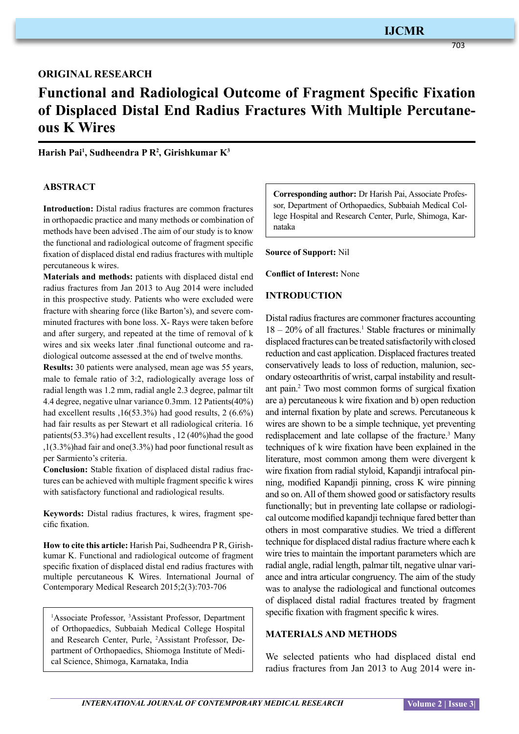ORIGINAL RESEARCH

# Functional and Radiological Outcome of Fragment Specific Fixation of Displaced Distal End Radius Fractures With Multiple Percutaneous K Wires

**Harish Pai[1], Sudheendra P R[2], Girishkumar K[3]**

## ABSTRACT

**Introduction:** Distal radius fractures are common fractures in orthopaedic practice and many methods or combination of methods have been advised .The aim of our study is to know the functional and radiological outcome of fragment specific fixation of displaced distal end radius fractures with multiple percutaneous k wires.

**Materials and methods:** patients with displaced distal end radius fractures from Jan 2013 to Aug 2014 were included in this prospective study. Patients who were excluded were fracture with shearing force (like Barton's), and severe comminuted fractures with bone loss. X- Rays were taken before and after surgery, and repeated at the time of removal of k wires and six weeks later .final functional outcome and radiological outcome assessed at the end of twelve months.

**Results:** 30 patients were analysed, mean age was 55 years, male to female ratio of 3:2, radiologically average loss of radial length was 1.2 mm, radial angle 2.3 degree, palmar tilt 4.4 degree, negative ulnar variance 0.3mm. 12 Patients(40%) had excellent results ,16(53.3%) had good results, 2 (6.6%) had fair results as per Stewart et all radiological criteria. 16 patients(53.3%) had excellent results , 12 (40%)had the good ,1(3.3%)had fair and one(3.3%) had poor functional result as per Sarmiento's criteria.

**Conclusion:** Stable fixation of displaced distal radius fractures can be achieved with multiple fragment specific k wires with satisfactory functional and radiological results.

**Keywords:** Distal radius fractures, k wires, fragment specific fixation.

**How to cite this article:** Harish Pai, Sudheendra P R, Girishkumar K. Functional and radiological outcome of fragment specific fixation of displaced distal end radius fractures with multiple percutaneous K Wires. International Journal of Contemporary Medical Research 2015;2(3):703-706

[1]Associate Professor, [3]Assistant Professor, Department of Orthopaedics, Subbaiah Medical College Hospital and Research Center, Purle, [2]Assistant Professor, Department of Orthopaedics, Shiomoga Institute of Medical Science, Shimoga, Karnataka, India

**Corresponding author:** Dr Harish Pai, Associate Professor, Department of Orthopaedics, Subbaiah Medical College Hospital and Research Center, Purle, Shimoga, Karnataka

**Source of Support:** Nil

**Conflict of Interest:** None

## INTRODUCTION

Distal radius fractures are commoner fractures accounting 18 – 20% of all fractures.[1] Stable fractures or minimally displaced fractures can be treated satisfactorily with closed reduction and cast application. Displaced fractures treated conservatively leads to loss of reduction, malunion, secondary osteoarthritis of wrist, carpal instability and resultant pain.[2] Two most common forms of surgical fixation are a) percutaneous k wire fixation and b) open reduction and internal fixation by plate and screws. Percutaneous k wires are shown to be a simple technique, yet preventing redisplacement and late collapse of the fracture.[3] Many techniques of k wire fixation have been explained in the literature, most common among them were divergent k wire fixation from radial styloid, Kapandji intrafocal pinning, modified Kapandji pinning, cross K wire pinning and so on. All of them showed good or satisfactory results functionally; but in preventing late collapse or radiological outcome modified kapandji technique fared better than others in most comparative studies. We tried a different technique for displaced distal radius fracture where each k wire tries to maintain the important parameters which are radial angle, radial length, palmar tilt, negative ulnar variance and intra articular congruency. The aim of the study was to analyse the radiological and functional outcomes of displaced distal radial fractures treated by fragment specific fixation with fragment specific k wires.

## MATERIALS AND METHODS

We selected patients who had displaced distal end radius fractures from Jan 2013 to Aug 2014 were in-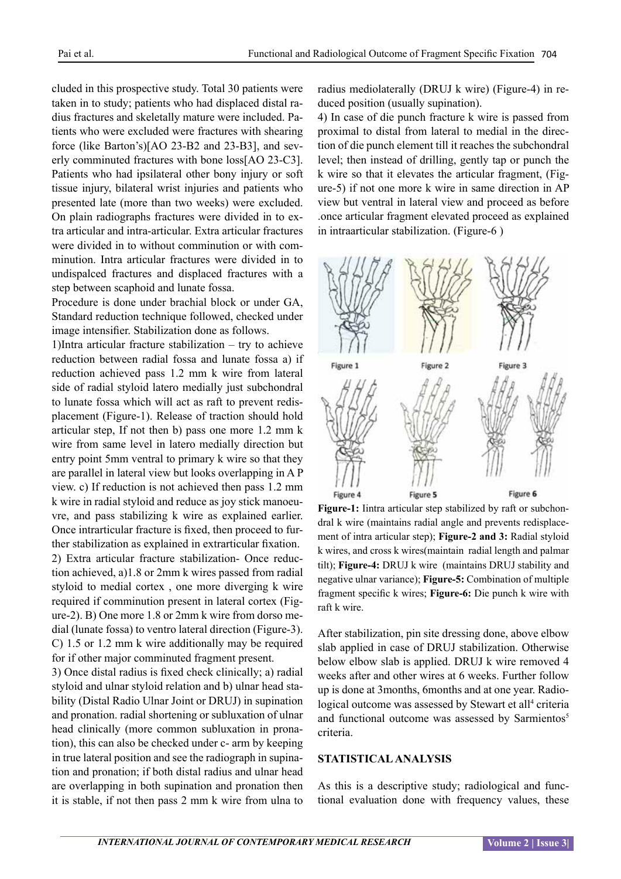cluded in this prospective study. Total 30 patients were taken in to study; patients who had displaced distal radius fractures and skeletally mature were included. Patients who were excluded were fractures with shearing force (like Barton's)[AO 23-B2 and 23-B3], and severly comminuted fractures with bone loss[AO 23-C3]. Patients who had ipsilateral other bony injury or soft tissue injury, bilateral wrist injuries and patients who presented late (more than two weeks) were excluded. On plain radiographs fractures were divided in to extra articular and intra-articular. Extra articular fractures were divided in to without comminution or with comminution. Intra articular fractures were divided in to undispalced fractures and displaced fractures with a step between scaphoid and lunate fossa.

Procedure is done under brachial block or under GA, Standard reduction technique followed, checked under image intensifier. Stabilization done as follows.

1)Intra articular fracture stabilization – try to achieve reduction between radial fossa and lunate fossa a) if reduction achieved pass 1.2 mm k wire from lateral side of radial styloid latero medially just subchondral to lunate fossa which will act as raft to prevent redisplacement (Figure-1). Release of traction should hold articular step, If not then b) pass one more 1.2 mm k wire from same level in latero medially direction but entry point 5mm ventral to primary k wire so that they are parallel in lateral view but looks overlapping in A P view. c) If reduction is not achieved then pass 1.2 mm k wire in radial styloid and reduce as joy stick manoeuvre, and pass stabilizing k wire as explained earlier. Once intrarticular fracture is fixed, then proceed to further stabilization as explained in extrarticular fixation.

2) Extra articular fracture stabilization- Once reduction achieved, a)1.8 or 2mm k wires passed from radial styloid to medial cortex , one more diverging k wire required if comminution present in lateral cortex (Figure-2). B) One more 1.8 or 2mm k wire from dorso medial (lunate fossa) to ventro lateral direction (Figure-3). C) 1.5 or 1.2 mm k wire additionally may be required for if other major comminuted fragment present.

3) Once distal radius is fixed check clinically; a) radial styloid and ulnar styloid relation and b) ulnar head stability (Distal Radio Ulnar Joint or DRUJ) in supination and pronation. radial shortening or subluxation of ulnar head clinically (more common subluxation in pronation), this can also be checked under c- arm by keeping in true lateral position and see the radiograph in supination and pronation; if both distal radius and ulnar head are overlapping in both supination and pronation then it is stable, if not then pass 2 mm k wire from ulna to radius mediolaterally (DRUJ k wire) (Figure-4) in reduced position (usually supination).

4) In case of die punch fracture k wire is passed from proximal to distal from lateral to medial in the direction of die punch element till it reaches the subchondral level; then instead of drilling, gently tap or punch the k wire so that it elevates the articular fragment, (Figure-5) if not one more k wire in same direction in AP view but ventral in lateral view and proceed as before .once articular fragment elevated proceed as explained in intraarticular stabilization. (Figure-6 )

**Figure-1:** Iintra articular step stabilized by raft or subchondral k wire (maintains radial angle and prevents redisplacement of intra articular step); **Figure-2 and 3:** Radial styloid k wires, and cross k wires(maintain radial length and palmar tilt); **Figure-4:** DRUJ k wire (maintains DRUJ stability and negative ulnar variance); **Figure-5:** Combination of multiple fragment specific k wires; **Figure-6:** Die punch k wire with raft k wire.

After stabilization, pin site dressing done, above elbow slab applied in case of DRUJ stabilization. Otherwise below elbow slab is applied. DRUJ k wire removed 4 weeks after and other wires at 6 weeks. Further follow up is done at 3months, 6months and at one year. Radiological outcome was assessed by Stewart et all[4] criteria and functional outcome was assessed by Sarmientos[5] criteria.

## STATISTICAL ANALYSIS

As this is a descriptive study; radiological and functional evaluation done with frequency values, these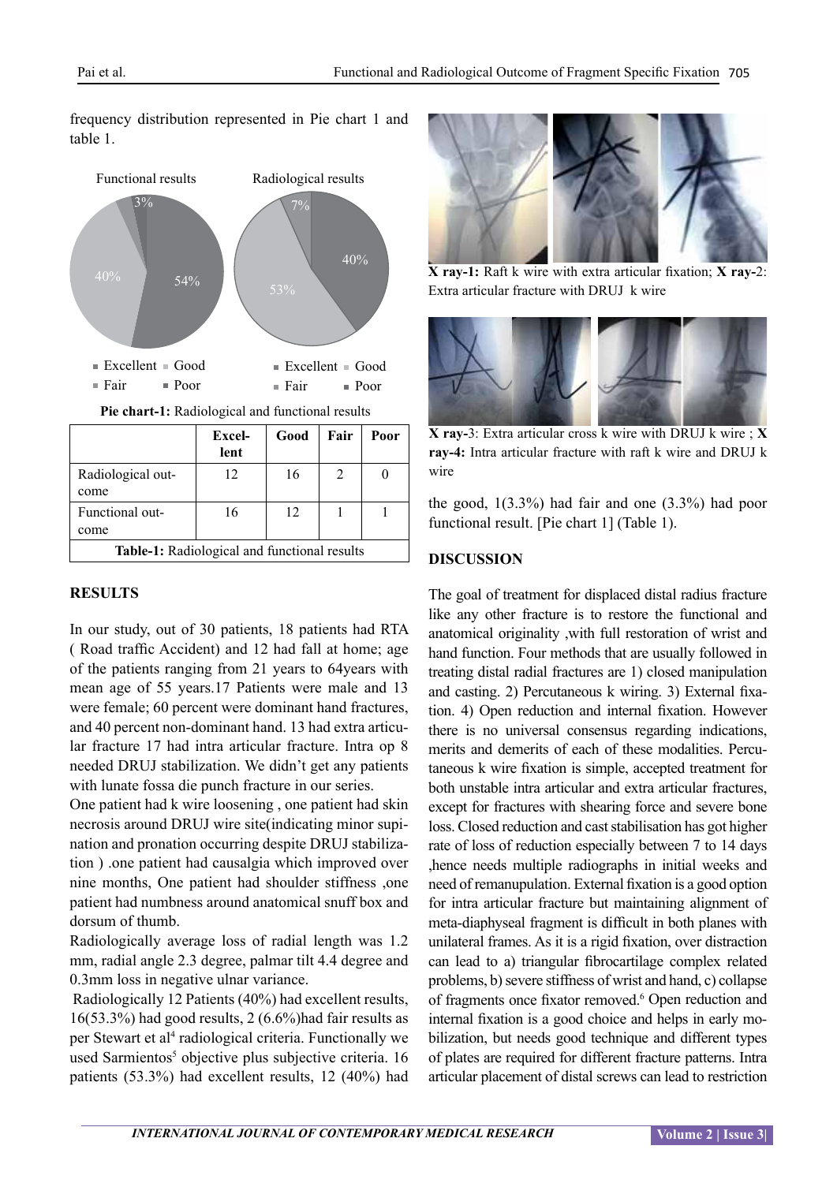frequency distribution represented in Pie chart 1 and table 1.

Functional results

Radiological results

Excellent Good Fair Poor

**Pie chart-1:** Radiological and functional results

| | Excellent | Good | Fair | Poor |
|---|---|---|---|---|
| Radiological outcome | 12 | 16 | 2 | 0 |
| Functional outcome | 16 | 12 | 1 | 1 |

**Table-1:** Radiological and functional results

## RESULTS

In our study, out of 30 patients, 18 patients had RTA ( Road traffic Accident) and 12 had fall at home; age of the patients ranging from 21 years to 64years with mean age of 55 years.17 Patients were male and 13 were female; 60 percent were dominant hand fractures, and 40 percent non-dominant hand. 13 had extra articular fracture 17 had intra articular fracture. Intra op 8 needed DRUJ stabilization. We didn't get any patients with lunate fossa die punch fracture in our series.

One patient had k wire loosening , one patient had skin necrosis around DRUJ wire site(indicating minor supination and pronation occurring despite DRUJ stabilization ) .one patient had causalgia which improved over nine months, One patient had shoulder stiffness ,one patient had numbness around anatomical snuff box and dorsum of thumb.

Radiologically average loss of radial length was 1.2 mm, radial angle 2.3 degree, palmar tilt 4.4 degree and 0.3mm loss in negative ulnar variance.

Radiologically 12 Patients (40%) had excellent results, 16(53.3%) had good results, 2 (6.6%)had fair results as per Stewart et al[4] radiological criteria. Functionally we used Sarmientos[5] objective plus subjective criteria. 16 patients (53.3%) had excellent results, 12 (40%) had the good, 1(3.3%) had fair and one (3.3%) had poor functional result. [Pie chart 1] (Table 1).

**X ray-1:** Raft k wire with extra articular fixation; **X ray-2**: Extra articular fracture with DRUJ k wire

**X ray-3**: Extra articular cross k wire with DRUJ k wire ; **X ray-4:** Intra articular fracture with raft k wire and DRUJ k wire

## DISCUSSION

The goal of treatment for displaced distal radius fracture like any other fracture is to restore the functional and anatomical originality ,with full restoration of wrist and hand function. Four methods that are usually followed in treating distal radial fractures are 1) closed manipulation and casting. 2) Percutaneous k wiring. 3) External fixation. 4) Open reduction and internal fixation. However there is no universal consensus regarding indications, merits and demerits of each of these modalities. Percutaneous k wire fixation is simple, accepted treatment for both unstable intra articular and extra articular fractures, except for fractures with shearing force and severe bone loss. Closed reduction and cast stabilisation has got higher rate of loss of reduction especially between 7 to 14 days ,hence needs multiple radiographs in initial weeks and need of remanupulation. External fixation is a good option for intra articular fracture but maintaining alignment of meta-diaphyseal fragment is difficult in both planes with unilateral frames. As it is a rigid fixation, over distraction can lead to a) triangular fibrocartilage complex related problems, b) severe stiffness of wrist and hand, c) collapse of fragments once fixator removed.[6] Open reduction and internal fixation is a good choice and helps in early mobilization, but needs good technique and different types of plates are required for different fracture patterns. Intra articular placement of distal screws can lead to restriction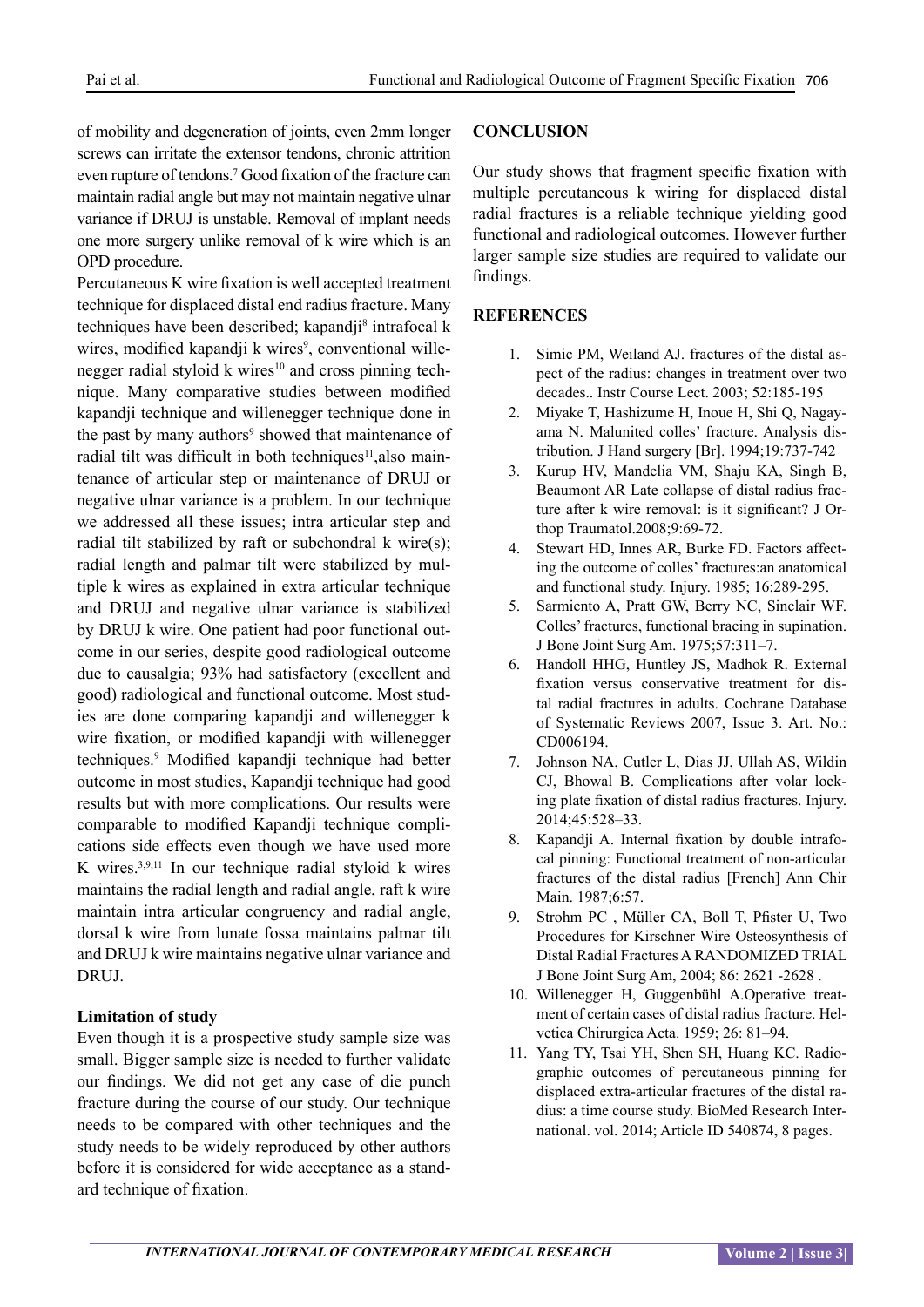of mobility and degeneration of joints, even 2mm longer screws can irritate the extensor tendons, chronic attrition even rupture of tendons.[7] Good fixation of the fracture can maintain radial angle but may not maintain negative ulnar variance if DRUJ is unstable. Removal of implant needs one more surgery unlike removal of k wire which is an OPD procedure.

Percutaneous K wire fixation is well accepted treatment technique for displaced distal end radius fracture. Many techniques have been described; kapandji[8] intrafocal k wires, modified kapandji k wires[9], conventional willenegger radial styloid k wires[10] and cross pinning technique. Many comparative studies between modified kapandji technique and willenegger technique done in the past by many authors[9] showed that maintenance of radial tilt was difficult in both techniques[11],also maintenance of articular step or maintenance of DRUJ or negative ulnar variance is a problem. In our technique we addressed all these issues; intra articular step and radial tilt stabilized by raft or subchondral k wire(s); radial length and palmar tilt were stabilized by multiple k wires as explained in extra articular technique and DRUJ and negative ulnar variance is stabilized by DRUJ k wire. One patient had poor functional outcome in our series, despite good radiological outcome due to causalgia; 93% had satisfactory (excellent and good) radiological and functional outcome. Most studies are done comparing kapandji and willenegger k wire fixation, or modified kapandji with willenegger techniques.[9] Modified kapandji technique had better outcome in most studies, Kapandji technique had good results but with more complications. Our results were comparable to modified Kapandji technique complications side effects even though we have used more K wires.[3,9,11] In our technique radial styloid k wires maintains the radial length and radial angle, raft k wire maintain intra articular congruency and radial angle, dorsal k wire from lunate fossa maintains palmar tilt and DRUJ k wire maintains negative ulnar variance and DRUJ.

### Limitation of study

Even though it is a prospective study sample size was small. Bigger sample size is needed to further validate our findings. We did not get any case of die punch fracture during the course of our study. Our technique needs to be compared with other techniques and the study needs to be widely reproduced by other authors before it is considered for wide acceptance as a standard technique of fixation.

## CONCLUSION

Our study shows that fragment specific fixation with multiple percutaneous k wiring for displaced distal radial fractures is a reliable technique yielding good functional and radiological outcomes. However further larger sample size studies are required to validate our findings.

## REFERENCES

1. Simic PM, Weiland AJ. fractures of the distal aspect of the radius: changes in treatment over two decades.. Instr Course Lect. 2003; 52:185-195
2. Miyake T, Hashizume H, Inoue H, Shi Q, Nagayama N. Malunited colles' fracture. Analysis distribution. J Hand surgery [Br]. 1994;19:737-742
3. Kurup HV, Mandelia VM, Shaju KA, Singh B, Beaumont AR Late collapse of distal radius fracture after k wire removal: is it significant? J Orthop Traumatol.2008;9:69-72.
4. Stewart HD, Innes AR, Burke FD. Factors affecting the outcome of colles' fractures:an anatomical and functional study. Injury. 1985; 16:289-295.
5. Sarmiento A, Pratt GW, Berry NC, Sinclair WF. Colles' fractures, functional bracing in supination. J Bone Joint Surg Am. 1975;57:311–7.
6. Handoll HHG, Huntley JS, Madhok R. External fixation versus conservative treatment for distal radial fractures in adults. Cochrane Database of Systematic Reviews 2007, Issue 3. Art. No.: CD006194.
7. Johnson NA, Cutler L, Dias JJ, Ullah AS, Wildin CJ, Bhowal B. Complications after volar locking plate fixation of distal radius fractures. Injury. 2014;45:528–33.
8. Kapandji A. Internal fixation by double intrafocal pinning: Functional treatment of non-articular fractures of the distal radius [French] Ann Chir Main. 1987;6:57.
9. Strohm PC , Müller CA, Boll T, Pfister U, Two Procedures for Kirschner Wire Osteosynthesis of Distal Radial Fractures A RANDOMIZED TRIAL J Bone Joint Surg Am, 2004; 86: 2621 -2628 .
10. Willenegger H, Guggenbühl A.Operative treatment of certain cases of distal radius fracture. Helvetica Chirurgica Acta. 1959; 26: 81–94.
11. Yang TY, Tsai YH, Shen SH, Huang KC. Radiographic outcomes of percutaneous pinning for displaced extra-articular fractures of the distal radius: a time course study. BioMed Research International. vol. 2014; Article ID 540874, 8 pages.